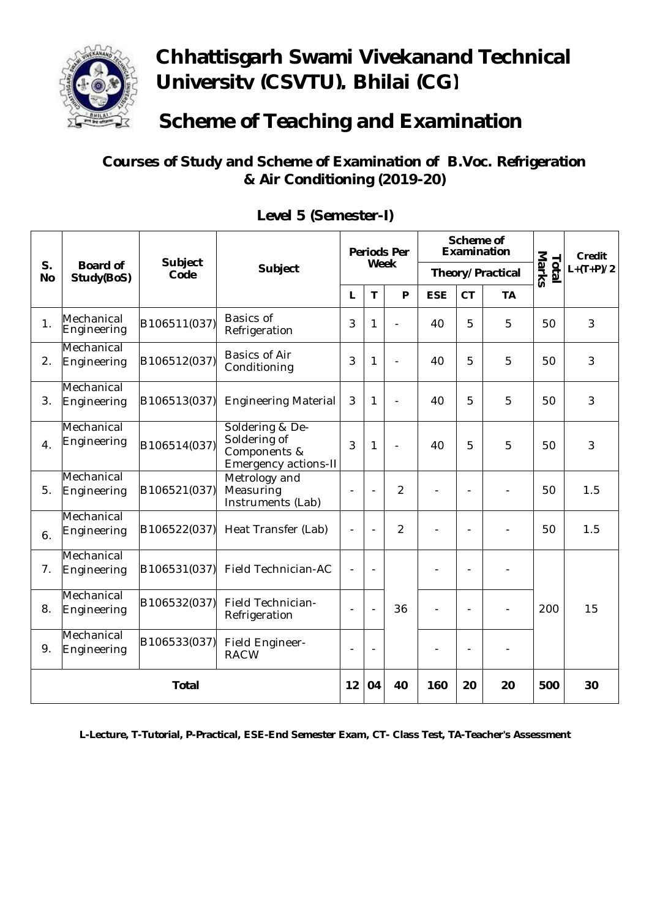# Chhattisgarh Swami Vivekanand Technical University (CSVTU), Bhilai (CG)

## Scheme of Teaching and Examination

### Courses of Study and Scheme of Examination of B.Voc. Refrigeration & Air Conditioning (2019-20)

### Level 5 (Semester-I)

| S. No | Board of Study(BoS) | Subject Code | Subject | Periods Per Week | | | Scheme of Examination | | | Total Marks | Credit L+(T+P)/2 |
|---|---|---|---|---|---|---|---|---|---|---|---|
| | | | | | | | Theory/Practical | | | | |
| | | | | L | T | P | ESE | CT | TA | | |
| 1. | Mechanical Engineering | B106511(037) | Basics of Refrigeration | 3 | 1 | - | 40 | 5 | 5 | 50 | 3 |
| 2. | Mechanical Engineering | B106512(037) | Basics of Air Conditioning | 3 | 1 | - | 40 | 5 | 5 | 50 | 3 |
| 3. | Mechanical Engineering | B106513(037) | Engineering Material | 3 | 1 | - | 40 | 5 | 5 | 50 | 3 |
| 4. | Mechanical Engineering | B106514(037) | Soldering & De-Soldering of Components & Emergency actions-II | 3 | 1 | - | 40 | 5 | 5 | 50 | 3 |
| 5. | Mechanical Engineering | B106521(037) | Metrology and Measuring Instruments (Lab) | - | - | 2 | - | - | - | 50 | 1.5 |
| 6. | Mechanical Engineering | B106522(037) | Heat Transfer (Lab) | - | - | 2 | - | - | - | 50 | 1.5 |
| 7. | Mechanical Engineering | B106531(037) | Field Technician-AC | - | - | 36 | - | - | - | 200 | 15 |
| 8. | Mechanical Engineering | B106532(037) | Field Technician-Refrigeration | - | - | | - | - | - | | |
| 9. | Mechanical Engineering | B106533(037) | Field Engineer-RACW | - | - | | - | - | - | | |
| | | Total | | 12 | 04 | 40 | 160 | 20 | 20 | 500 | 30 |

**L-Lecture, T-Tutorial, P-Practical, ESE-End Semester Exam, CT- Class Test, TA-Teacher's Assessment**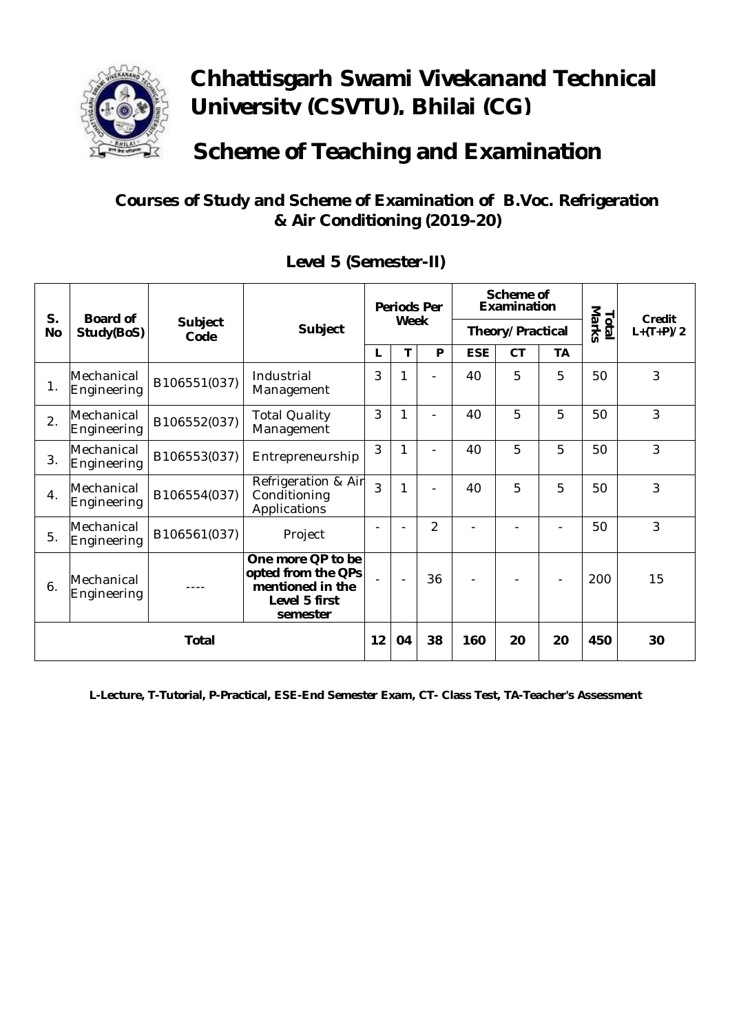# Chhattisgarh Swami Vivekanand Technical University (CSVTU), Bhilai (CG)

# Scheme of Teaching and Examination

## Courses of Study and Scheme of Examination of B.Voc. Refrigeration & Air Conditioning (2019-20)

### Level 5 (Semester-II)

| S. No | Board of Study(BoS) | Subject Code | Subject | Periods Per Week | | | Scheme of Examination | | | Total Marks | Credit L+(T+P)/2 |
|---|---|---|---|---|---|---|---|---|---|---|---|
| | | | | | | | Theory/Practical | | | | |
| | | | | L | T | P | ESE | CT | TA | | |
| 1. | Mechanical Engineering | B106551(037) | Industrial Management | 3 | 1 | - | 40 | 5 | 5 | 50 | 3 |
| 2. | Mechanical Engineering | B106552(037) | Total Quality Management | 3 | 1 | - | 40 | 5 | 5 | 50 | 3 |
| 3. | Mechanical Engineering | B106553(037) | Entrepreneurship | 3 | 1 | - | 40 | 5 | 5 | 50 | 3 |
| 4. | Mechanical Engineering | B106554(037) | Refrigeration & Air Conditioning Applications | 3 | 1 | - | 40 | 5 | 5 | 50 | 3 |
| 5. | Mechanical Engineering | B106561(037) | Project | - | - | 2 | - | - | - | 50 | 3 |
| 6. | Mechanical Engineering | ---- | **One more QP to be opted from the QPs mentioned in the Level 5 first semester** | - | - | 36 | - | - | - | 200 | 15 |
| **Total** | | | | **12** | **04** | **38** | **160** | **20** | **20** | **450** | **30** |

**L-Lecture, T-Tutorial, P-Practical, ESE-End Semester Exam, CT- Class Test, TA-Teacher's Assessment**